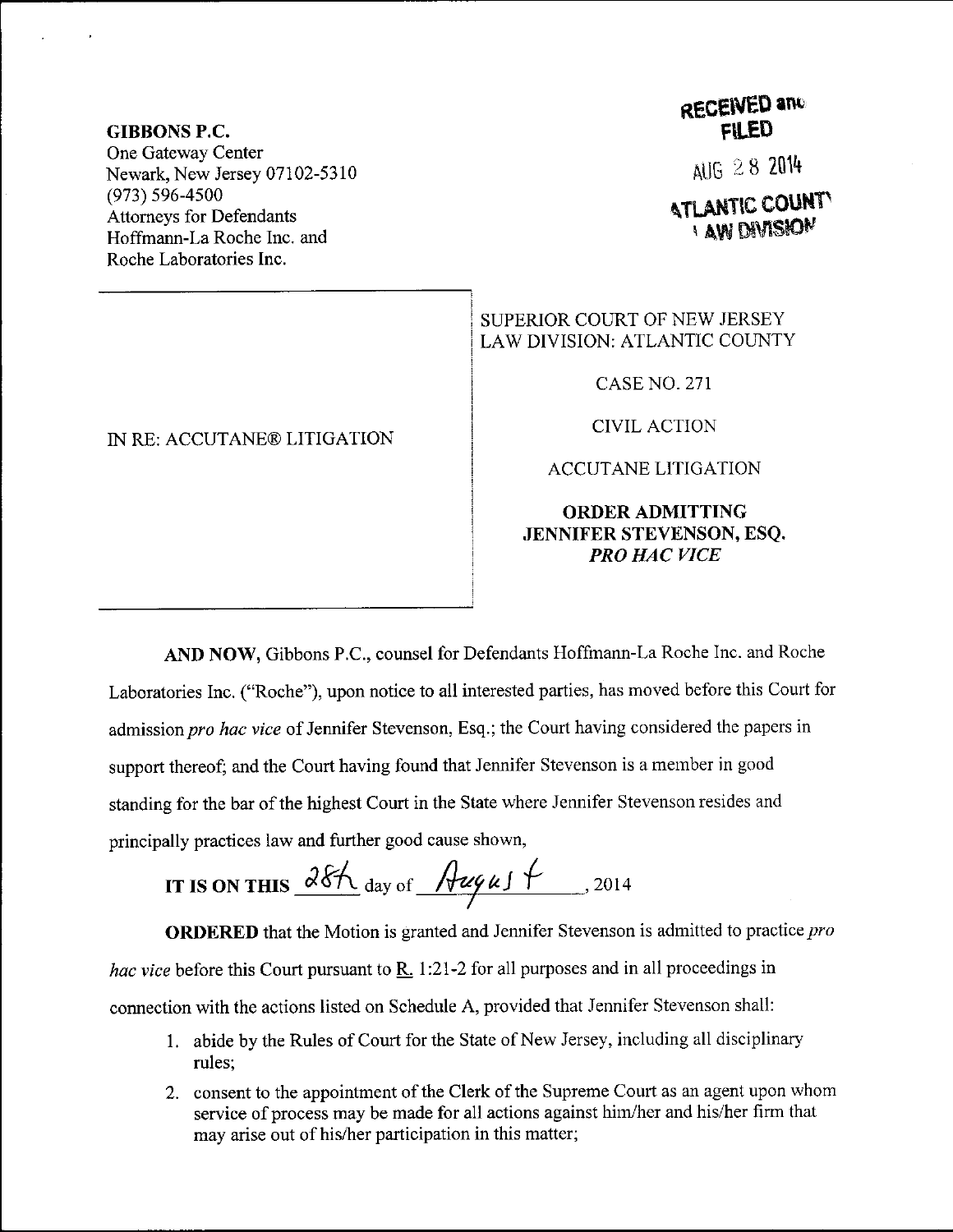**GIBBONS P.C.**
One Gateway Center
Newark, New Jersey 07102-5310
(973) 596-4500
Attorneys for Defendants
Hoffmann-La Roche Inc. and
Roche Laboratories Inc.

RECEIVED and FILED
AUG 28 2014
ATLANTIC COUNTY LAW DIVISION

| IN RE: ACCUTANE® LITIGATION | SUPERIOR COURT OF NEW JERSEY LAW DIVISION: ATLANTIC COUNTY<br><br>CASE NO. 271<br><br>CIVIL ACTION<br><br>ACCUTANE LITIGATION<br><br>**ORDER ADMITTING JENNIFER STEVENSON, ESQ. *PRO HAC VICE*** |
|---|---|

**AND NOW,** Gibbons P.C., counsel for Defendants Hoffmann-La Roche Inc. and Roche Laboratories Inc. ("Roche"), upon notice to all interested parties, has moved before this Court for admission *pro hac vice* of Jennifer Stevenson, Esq.; the Court having considered the papers in support thereof; and the Court having found that Jennifer Stevenson is a member in good standing for the bar of the highest Court in the State where Jennifer Stevenson resides and principally practices law and further good cause shown,

**IT IS ON THIS** 28th day of August, 2014

**ORDERED** that the Motion is granted and Jennifer Stevenson is admitted to practice *pro hac vice* before this Court pursuant to R. 1:21-2 for all purposes and in all proceedings in connection with the actions listed on Schedule A, provided that Jennifer Stevenson shall:

1. abide by the Rules of Court for the State of New Jersey, including all disciplinary rules;
2. consent to the appointment of the Clerk of the Supreme Court as an agent upon whom service of process may be made for all actions against him/her and his/her firm that may arise out of his/her participation in this matter;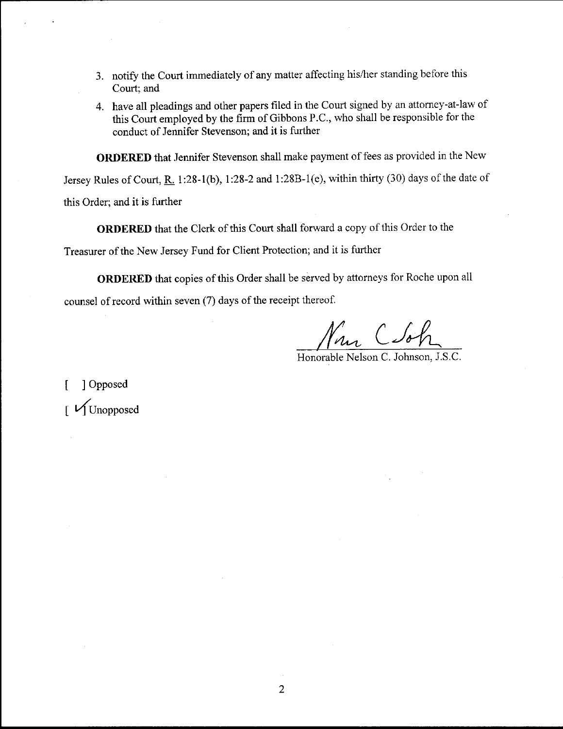3. notify the Court immediately of any matter affecting his/her standing before this Court; and
4. have all pleadings and other papers filed in the Court signed by an attorney-at-law of this Court employed by the firm of Gibbons P.C., who shall be responsible for the conduct of Jennifer Stevenson; and it is further

**ORDERED** that Jennifer Stevenson shall make payment of fees as provided in the New Jersey Rules of Court, R. 1:28-1(b), 1:28-2 and 1:28B-1(e), within thirty (30) days of the date of this Order; and it is further

**ORDERED** that the Clerk of this Court shall forward a copy of this Order to the Treasurer of the New Jersey Fund for Client Protection; and it is further

**ORDERED** that copies of this Order shall be served by attorneys for Roche upon all counsel of record within seven (7) days of the receipt thereof.

Honorable Nelson C. Johnson, J.S.C.

[ ] Opposed

[ ✓ ] Unopposed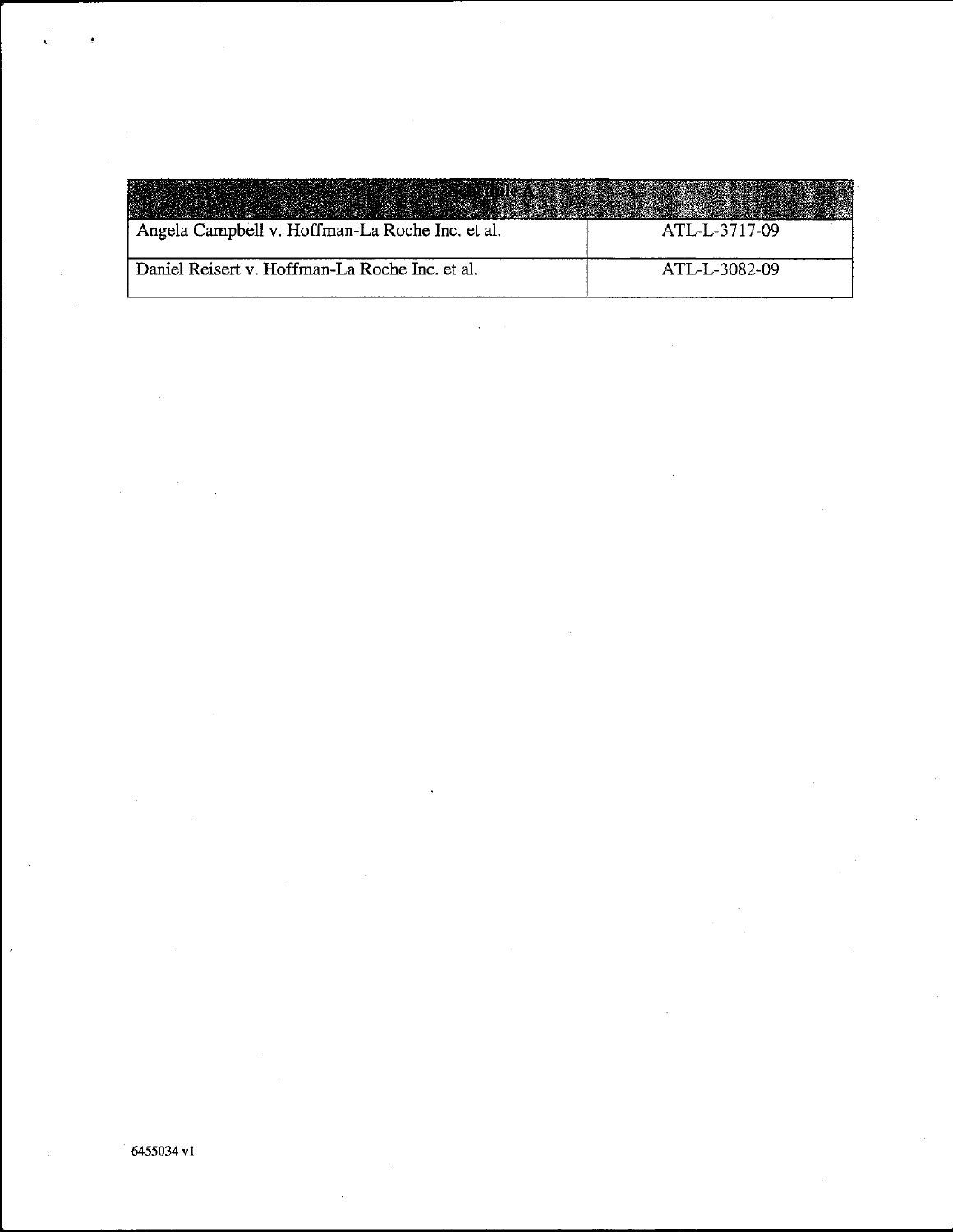| Schedule A | |
|---|---|
| Angela Campbell v. Hoffman-La Roche Inc. et al. | ATL-L-3717-09 |
| Daniel Reisert v. Hoffman-La Roche Inc. et al. | ATL-L-3082-09 |

6455034 v1